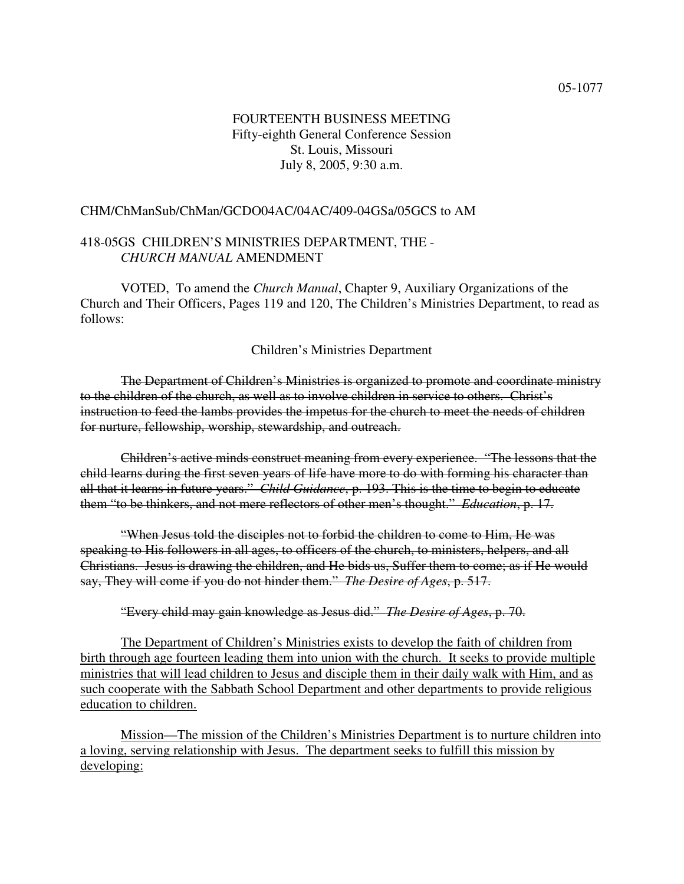05-1077

FOURTEENTH BUSINESS MEETING
Fifty-eighth General Conference Session
St. Louis, Missouri
July 8, 2005, 9:30 a.m.

CHM/ChManSub/ChMan/GCDO04AC/04AC/409-04GSa/05GCS to AM

418-05GS CHILDREN'S MINISTRIES DEPARTMENT, THE - *CHURCH MANUAL* AMENDMENT

VOTED, To amend the *Church Manual*, Chapter 9, Auxiliary Organizations of the Church and Their Officers, Pages 119 and 120, The Children's Ministries Department, to read as follows:

Children's Ministries Department

~~The Department of Children's Ministries is organized to promote and coordinate ministry to the children of the church, as well as to involve children in service to others. Christ's instruction to feed the lambs provides the impetus for the church to meet the needs of children for nurture, fellowship, worship, stewardship, and outreach.~~

~~Children's active minds construct meaning from every experience. "The lessons that the child learns during the first seven years of life have more to do with forming his character than all that it learns in future years."~~ ~~*Child Guidance*, p. 193. This is the time to begin to educate them "to be thinkers, and not mere reflectors of other men's thought."~~ ~~*Education*, p. 17.~~

~~"When Jesus told the disciples not to forbid the children to come to Him, He was speaking to His followers in all ages, to officers of the church, to ministers, helpers, and all Christians. Jesus is drawing the children, and He bids us, Suffer them to come; as if He would say, They will come if you do not hinder them."~~ ~~*The Desire of Ages*, p. 517.~~

~~"Every child may gain knowledge as Jesus did."~~ ~~*The Desire of Ages*, p. 70.~~

<u>The Department of Children's Ministries exists to develop the faith of children from birth through age fourteen leading them into union with the church. It seeks to provide multiple ministries that will lead children to Jesus and disciple them in their daily walk with Him, and as such cooperate with the Sabbath School Department and other departments to provide religious education to children.</u>

<u>Mission—The mission of the Children's Ministries Department is to nurture children into a loving, serving relationship with Jesus. The department seeks to fulfill this mission by developing:</u>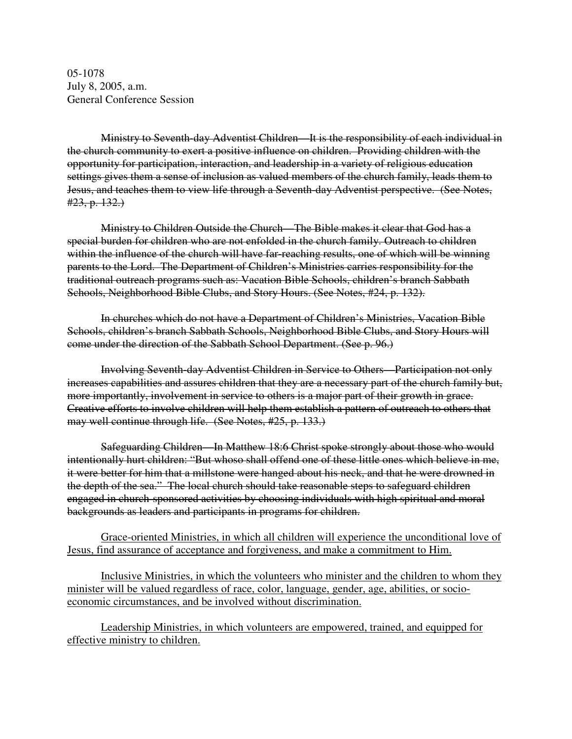05-1078
July 8, 2005, a.m.
General Conference Session

~~Ministry to Seventh-day Adventist Children—It is the responsibility of each individual in the church community to exert a positive influence on children. Providing children with the opportunity for participation, interaction, and leadership in a variety of religious education settings gives them a sense of inclusion as valued members of the church family, leads them to Jesus, and teaches them to view life through a Seventh-day Adventist perspective. (See Notes, #23, p. 132.)~~

~~Ministry to Children Outside the Church—The Bible makes it clear that God has a special burden for children who are not enfolded in the church family. Outreach to children within the influence of the church will have far-reaching results, one of which will be winning parents to the Lord. The Department of Children's Ministries carries responsibility for the traditional outreach programs such as: Vacation Bible Schools, children's branch Sabbath Schools, Neighborhood Bible Clubs, and Story Hours. (See Notes, #24, p. 132).~~

~~In churches which do not have a Department of Children's Ministries, Vacation Bible Schools, children's branch Sabbath Schools, Neighborhood Bible Clubs, and Story Hours will come under the direction of the Sabbath School Department. (See p. 96.)~~

~~Involving Seventh-day Adventist Children in Service to Others—Participation not only increases capabilities and assures children that they are a necessary part of the church family but, more importantly, involvement in service to others is a major part of their growth in grace. Creative efforts to involve children will help them establish a pattern of outreach to others that may well continue through life. (See Notes, #25, p. 133.)~~

~~Safeguarding Children—In Matthew 18:6 Christ spoke strongly about those who would intentionally hurt children: "But whoso shall offend one of these little ones which believe in me, it were better for him that a millstone were hanged about his neck, and that he were drowned in the depth of the sea." The local church should take reasonable steps to safeguard children engaged in church-sponsored activities by choosing individuals with high spiritual and moral backgrounds as leaders and participants in programs for children.~~

<u>Grace-oriented Ministries, in which all children will experience the unconditional love of Jesus, find assurance of acceptance and forgiveness, and make a commitment to Him.</u>

<u>Inclusive Ministries, in which the volunteers who minister and the children to whom they minister will be valued regardless of race, color, language, gender, age, abilities, or socio-economic circumstances, and be involved without discrimination.</u>

<u>Leadership Ministries, in which volunteers are empowered, trained, and equipped for effective ministry to children.</u>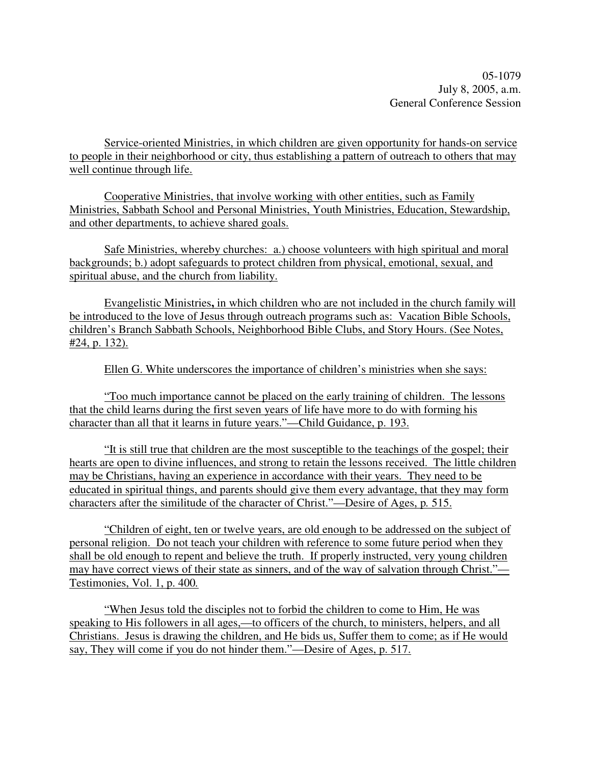Service-oriented Ministries, in which children are given opportunity for hands-on service to people in their neighborhood or city, thus establishing a pattern of outreach to others that may well continue through life.

Cooperative Ministries, that involve working with other entities, such as Family Ministries, Sabbath School and Personal Ministries, Youth Ministries, Education, Stewardship, and other departments, to achieve shared goals.

Safe Ministries, whereby churches: a.) choose volunteers with high spiritual and moral backgrounds; b.) adopt safeguards to protect children from physical, emotional, sexual, and spiritual abuse, and the church from liability.

Evangelistic Ministries**,** in which children who are not included in the church family will be introduced to the love of Jesus through outreach programs such as: Vacation Bible Schools, children's Branch Sabbath Schools, Neighborhood Bible Clubs, and Story Hours. (See Notes, #24, p. 132).

Ellen G. White underscores the importance of children's ministries when she says:

"Too much importance cannot be placed on the early training of children. The lessons that the child learns during the first seven years of life have more to do with forming his character than all that it learns in future years."—Child Guidance, p. 193.

"It is still true that children are the most susceptible to the teachings of the gospel; their hearts are open to divine influences, and strong to retain the lessons received. The little children may be Christians, having an experience in accordance with their years. They need to be educated in spiritual things, and parents should give them every advantage, that they may form characters after the similitude of the character of Christ."—Desire of Ages, p. 515.

"Children of eight, ten or twelve years, are old enough to be addressed on the subject of personal religion. Do not teach your children with reference to some future period when they shall be old enough to repent and believe the truth. If properly instructed, very young children may have correct views of their state as sinners, and of the way of salvation through Christ."—Testimonies, Vol. 1, p. 400.

"When Jesus told the disciples not to forbid the children to come to Him, He was speaking to His followers in all ages,—to officers of the church, to ministers, helpers, and all Christians. Jesus is drawing the children, and He bids us, Suffer them to come; as if He would say, They will come if you do not hinder them."—Desire of Ages, p. 517.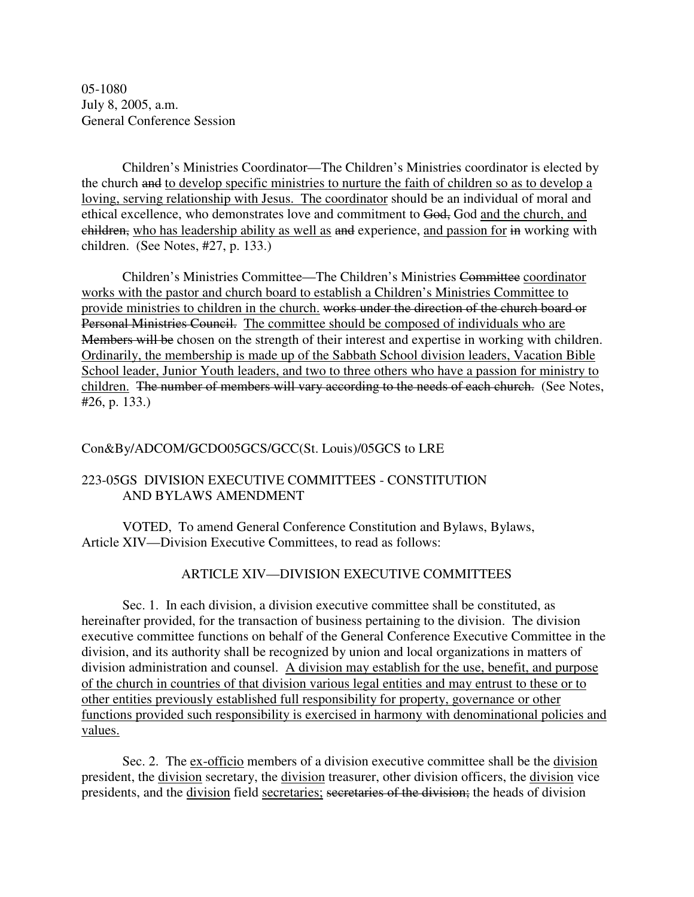05-1080
July 8, 2005, a.m.
General Conference Session

Children's Ministries Coordinator—The Children's Ministries coordinator is elected by the church ~~and~~ <u>to develop specific ministries to nurture the faith of children so as to develop a loving, serving relationship with Jesus. The coordinator</u> should be an individual of moral and ethical excellence, who demonstrates love and commitment to ~~God,~~ God <u>and the church, and</u> ~~children,~~ <u>who has leadership ability as well as</u> ~~and~~ experience, <u>and passion for</u> ~~in~~ working with children. (See Notes, #27, p. 133.)

Children's Ministries Committee—The Children's Ministries ~~Committee~~ <u>coordinator works with the pastor and church board to establish a Children's Ministries Committee to provide ministries to children in the church.</u> ~~works under the direction of the church board or Personal Ministries Council.~~ <u>The committee should be composed of individuals who are</u> ~~Members will be~~ chosen on the strength of their interest and expertise in working with children. <u>Ordinarily, the membership is made up of the Sabbath School division leaders, Vacation Bible School leader, Junior Youth leaders, and two to three others who have a passion for ministry to children.</u> ~~The number of members will vary according to the needs of each church.~~ (See Notes, #26, p. 133.)

Con&By/ADCOM/GCDO05GCS/GCC(St. Louis)/05GCS to LRE

## 223-05GS DIVISION EXECUTIVE COMMITTEES - CONSTITUTION AND BYLAWS AMENDMENT

VOTED, To amend General Conference Constitution and Bylaws, Bylaws, Article XIV—Division Executive Committees, to read as follows:

### ARTICLE XIV—DIVISION EXECUTIVE COMMITTEES

Sec. 1. In each division, a division executive committee shall be constituted, as hereinafter provided, for the transaction of business pertaining to the division. The division executive committee functions on behalf of the General Conference Executive Committee in the division, and its authority shall be recognized by union and local organizations in matters of division administration and counsel. <u>A division may establish for the use, benefit, and purpose of the church in countries of that division various legal entities and may entrust to these or to other entities previously established full responsibility for property, governance or other functions provided such responsibility is exercised in harmony with denominational policies and values.</u>

Sec. 2. The <u>ex-officio</u> members of a division executive committee shall be the <u>division</u> president, the <u>division</u> secretary, the <u>division</u> treasurer, other division officers, the <u>division</u> vice presidents, and the <u>division</u> field <u>secretaries;</u> ~~secretaries of the division;~~ the heads of division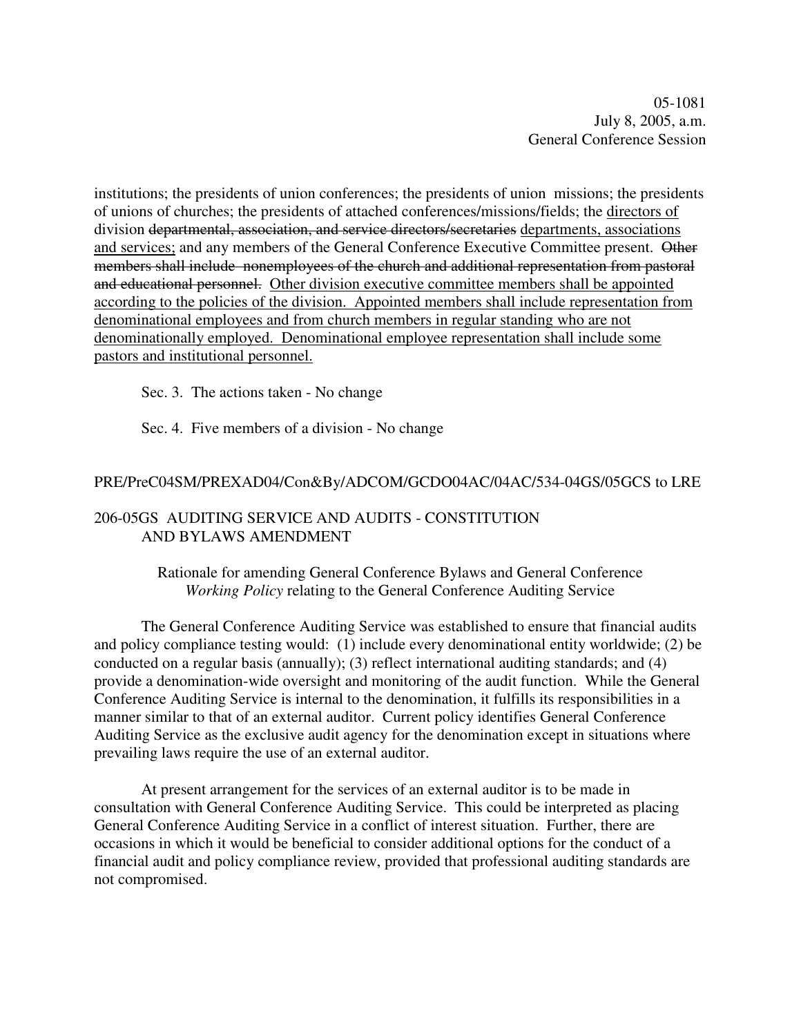institutions; the presidents of union conferences; the presidents of union missions; the presidents of unions of churches; the presidents of attached conferences/missions/fields; the <u>directors of</u> division ~~departmental, association, and service directors/secretaries~~ <u>departments, associations and services;</u> and any members of the General Conference Executive Committee present. ~~Other members shall include nonemployees of the church and additional representation from pastoral and educational personnel.~~ <u>Other division executive committee members shall be appointed according to the policies of the division. Appointed members shall include representation from denominational employees and from church members in regular standing who are not denominationally employed. Denominational employee representation shall include some pastors and institutional personnel.</u>

Sec. 3. The actions taken - No change

Sec. 4. Five members of a division - No change

PRE/PreC04SM/PREXAD04/Con&By/ADCOM/GCDO04AC/04AC/534-04GS/05GCS to LRE

## 206-05GS AUDITING SERVICE AND AUDITS - CONSTITUTION AND BYLAWS AMENDMENT

Rationale for amending General Conference Bylaws and General Conference *Working Policy* relating to the General Conference Auditing Service

The General Conference Auditing Service was established to ensure that financial audits and policy compliance testing would: (1) include every denominational entity worldwide; (2) be conducted on a regular basis (annually); (3) reflect international auditing standards; and (4) provide a denomination-wide oversight and monitoring of the audit function. While the General Conference Auditing Service is internal to the denomination, it fulfills its responsibilities in a manner similar to that of an external auditor. Current policy identifies General Conference Auditing Service as the exclusive audit agency for the denomination except in situations where prevailing laws require the use of an external auditor.

At present arrangement for the services of an external auditor is to be made in consultation with General Conference Auditing Service. This could be interpreted as placing General Conference Auditing Service in a conflict of interest situation. Further, there are occasions in which it would be beneficial to consider additional options for the conduct of a financial audit and policy compliance review, provided that professional auditing standards are not compromised.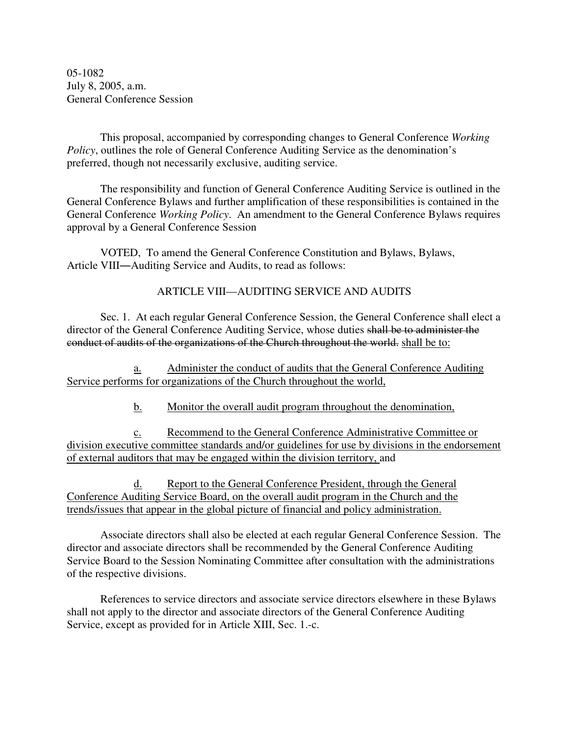05-1082
July 8, 2005, a.m.
General Conference Session

This proposal, accompanied by corresponding changes to General Conference *Working Policy*, outlines the role of General Conference Auditing Service as the denomination's preferred, though not necessarily exclusive, auditing service.

The responsibility and function of General Conference Auditing Service is outlined in the General Conference Bylaws and further amplification of these responsibilities is contained in the General Conference *Working Policy*. An amendment to the General Conference Bylaws requires approval by a General Conference Session

VOTED, To amend the General Conference Constitution and Bylaws, Bylaws, Article VIII—Auditing Service and Audits, to read as follows:

ARTICLE VIII—AUDITING SERVICE AND AUDITS

Sec. 1. At each regular General Conference Session, the General Conference shall elect a director of the General Conference Auditing Service, whose duties ~~shall be to administer the conduct of audits of the organizations of the Church throughout the world.~~ <u>shall be to:</u>

<u>a. Administer the conduct of audits that the General Conference Auditing Service performs for organizations of the Church throughout the world,</u>

<u>b. Monitor the overall audit program throughout the denomination,</u>

<u>c. Recommend to the General Conference Administrative Committee or division executive committee standards and/or guidelines for use by divisions in the endorsement of external auditors that may be engaged within the division territory,</u> and

<u>d. Report to the General Conference President, through the General Conference Auditing Service Board, on the overall audit program in the Church and the trends/issues that appear in the global picture of financial and policy administration.</u>

Associate directors shall also be elected at each regular General Conference Session. The director and associate directors shall be recommended by the General Conference Auditing Service Board to the Session Nominating Committee after consultation with the administrations of the respective divisions.

References to service directors and associate service directors elsewhere in these Bylaws shall not apply to the director and associate directors of the General Conference Auditing Service, except as provided for in Article XIII, Sec. 1.-c.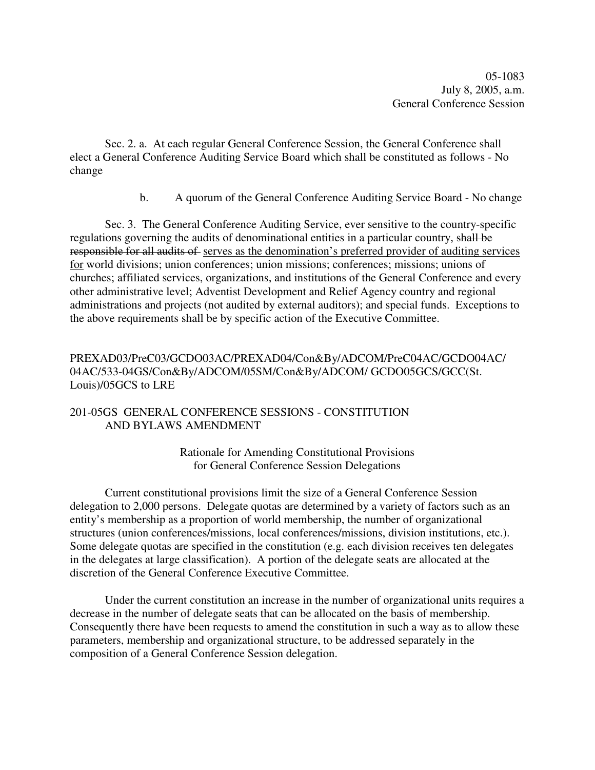05-1083
July 8, 2005, a.m.
General Conference Session

Sec. 2. a. At each regular General Conference Session, the General Conference shall elect a General Conference Auditing Service Board which shall be constituted as follows - No change

b. A quorum of the General Conference Auditing Service Board - No change

Sec. 3. The General Conference Auditing Service, ever sensitive to the country-specific regulations governing the audits of denominational entities in a particular country, ~~shall be responsible for all audits of~~ <u>serves as the denomination's preferred provider of auditing services for</u> world divisions; union conferences; union missions; conferences; missions; unions of churches; affiliated services, organizations, and institutions of the General Conference and every other administrative level; Adventist Development and Relief Agency country and regional administrations and projects (not audited by external auditors); and special funds. Exceptions to the above requirements shall be by specific action of the Executive Committee.

PREXAD03/PreC03/GCDO03AC/PREXAD04/Con&By/ADCOM/PreC04AC/GCDO04AC/04AC/533-04GS/Con&By/ADCOM/05SM/Con&By/ADCOM/ GCDO05GCS/GCC(St. Louis)/05GCS to LRE

201-05GS GENERAL CONFERENCE SESSIONS - CONSTITUTION AND BYLAWS AMENDMENT

Rationale for Amending Constitutional Provisions for General Conference Session Delegations

Current constitutional provisions limit the size of a General Conference Session delegation to 2,000 persons. Delegate quotas are determined by a variety of factors such as an entity's membership as a proportion of world membership, the number of organizational structures (union conferences/missions, local conferences/missions, division institutions, etc.). Some delegate quotas are specified in the constitution (e.g. each division receives ten delegates in the delegates at large classification). A portion of the delegate seats are allocated at the discretion of the General Conference Executive Committee.

Under the current constitution an increase in the number of organizational units requires a decrease in the number of delegate seats that can be allocated on the basis of membership. Consequently there have been requests to amend the constitution in such a way as to allow these parameters, membership and organizational structure, to be addressed separately in the composition of a General Conference Session delegation.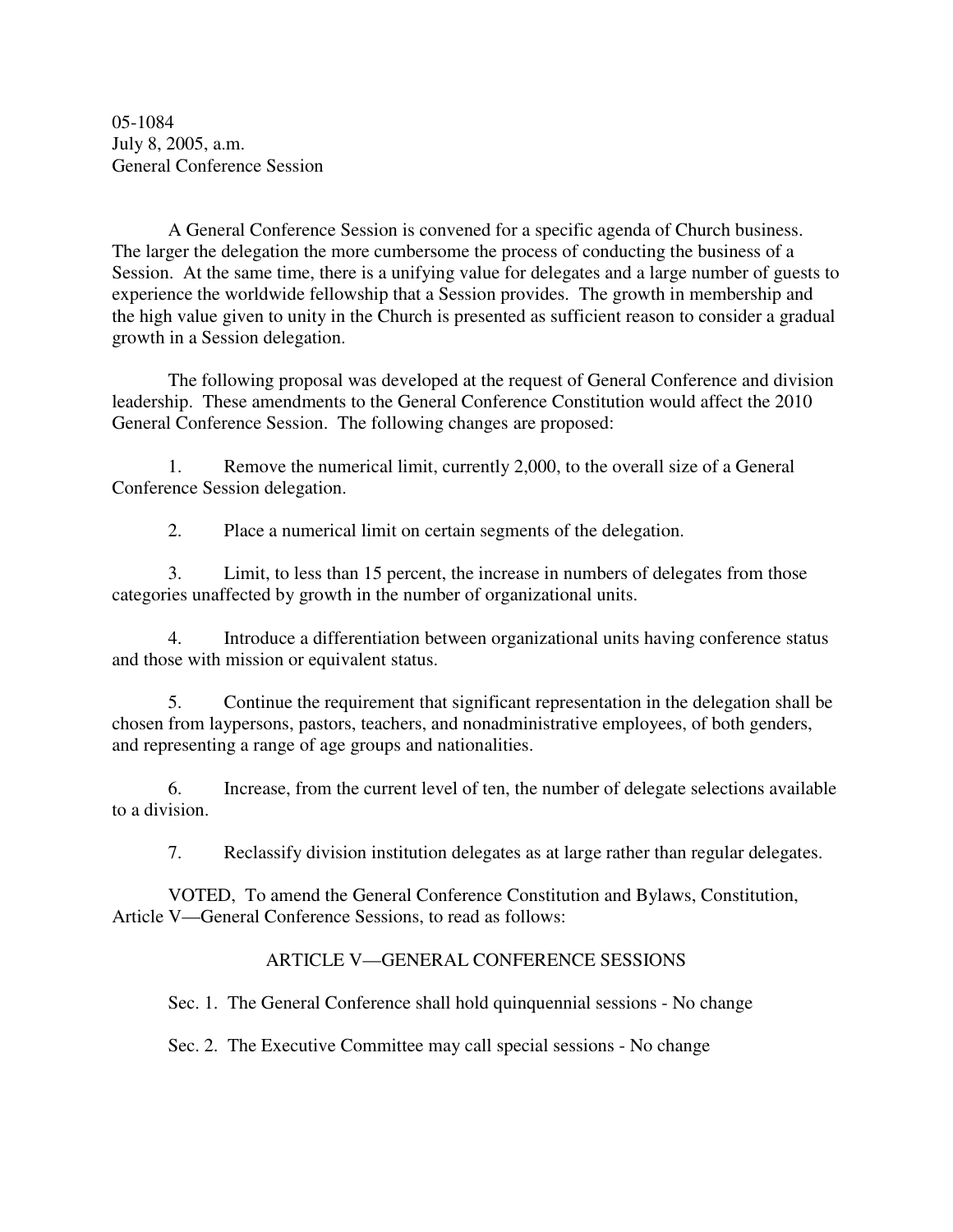05-1084
July 8, 2005, a.m.
General Conference Session

A General Conference Session is convened for a specific agenda of Church business. The larger the delegation the more cumbersome the process of conducting the business of a Session. At the same time, there is a unifying value for delegates and a large number of guests to experience the worldwide fellowship that a Session provides. The growth in membership and the high value given to unity in the Church is presented as sufficient reason to consider a gradual growth in a Session delegation.

The following proposal was developed at the request of General Conference and division leadership. These amendments to the General Conference Constitution would affect the 2010 General Conference Session. The following changes are proposed:

1. Remove the numerical limit, currently 2,000, to the overall size of a General Conference Session delegation.

2. Place a numerical limit on certain segments of the delegation.

3. Limit, to less than 15 percent, the increase in numbers of delegates from those categories unaffected by growth in the number of organizational units.

4. Introduce a differentiation between organizational units having conference status and those with mission or equivalent status.

5. Continue the requirement that significant representation in the delegation shall be chosen from laypersons, pastors, teachers, and nonadministrative employees, of both genders, and representing a range of age groups and nationalities.

6. Increase, from the current level of ten, the number of delegate selections available to a division.

7. Reclassify division institution delegates as at large rather than regular delegates.

VOTED, To amend the General Conference Constitution and Bylaws, Constitution, Article V—General Conference Sessions, to read as follows:

## ARTICLE V—GENERAL CONFERENCE SESSIONS

Sec. 1. The General Conference shall hold quinquennial sessions - No change

Sec. 2. The Executive Committee may call special sessions - No change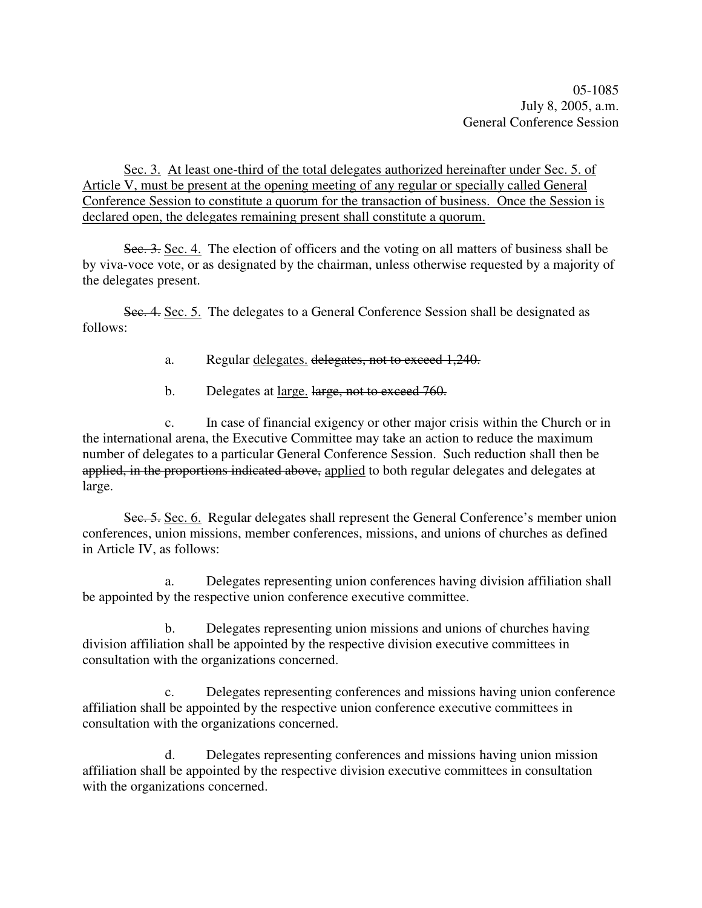05-1085
July 8, 2005, a.m.
General Conference Session

<u>Sec. 3. At least one-third of the total delegates authorized hereinafter under Sec. 5. of Article V, must be present at the opening meeting of any regular or specially called General Conference Session to constitute a quorum for the transaction of business. Once the Session is declared open, the delegates remaining present shall constitute a quorum.</u>

~~Sec. 3.~~ <u>Sec. 4.</u> The election of officers and the voting on all matters of business shall be by viva-voce vote, or as designated by the chairman, unless otherwise requested by a majority of the delegates present.

~~Sec. 4.~~ <u>Sec. 5.</u> The delegates to a General Conference Session shall be designated as follows:

a. Regular <u>delegates.</u> ~~delegates, not to exceed 1,240.~~

b. Delegates at <u>large.</u> ~~large, not to exceed 760.~~

c. In case of financial exigency or other major crisis within the Church or in the international arena, the Executive Committee may take an action to reduce the maximum number of delegates to a particular General Conference Session. Such reduction shall then be ~~applied, in the proportions indicated above,~~ <u>applied</u> to both regular delegates and delegates at large.

~~Sec. 5.~~ <u>Sec. 6.</u> Regular delegates shall represent the General Conference's member union conferences, union missions, member conferences, missions, and unions of churches as defined in Article IV, as follows:

a. Delegates representing union conferences having division affiliation shall be appointed by the respective union conference executive committee.

b. Delegates representing union missions and unions of churches having division affiliation shall be appointed by the respective division executive committees in consultation with the organizations concerned.

c. Delegates representing conferences and missions having union conference affiliation shall be appointed by the respective union conference executive committees in consultation with the organizations concerned.

d. Delegates representing conferences and missions having union mission affiliation shall be appointed by the respective division executive committees in consultation with the organizations concerned.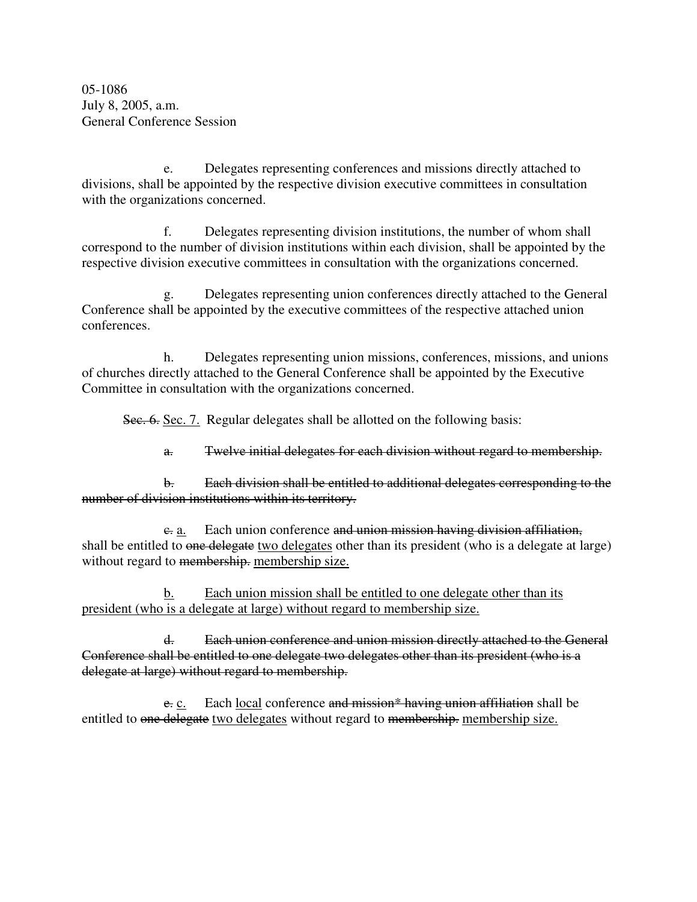05-1086
July 8, 2005, a.m.
General Conference Session

e. Delegates representing conferences and missions directly attached to divisions, shall be appointed by the respective division executive committees in consultation with the organizations concerned.

f. Delegates representing division institutions, the number of whom shall correspond to the number of division institutions within each division, shall be appointed by the respective division executive committees in consultation with the organizations concerned.

g. Delegates representing union conferences directly attached to the General Conference shall be appointed by the executive committees of the respective attached union conferences.

h. Delegates representing union missions, conferences, missions, and unions of churches directly attached to the General Conference shall be appointed by the Executive Committee in consultation with the organizations concerned.

~~Sec. 6.~~ <u>Sec. 7.</u> Regular delegates shall be allotted on the following basis:

~~a. Twelve initial delegates for each division without regard to membership.~~

~~b. Each division shall be entitled to additional delegates corresponding to the number of division institutions within its territory.~~

~~c.~~ <u>a.</u> Each union conference ~~and union mission having division affiliation,~~ shall be entitled to ~~one delegate~~ <u>two delegates</u> other than its president (who is a delegate at large) without regard to ~~membership.~~ <u>membership size.</u>

<u>b.</u> <u>Each union mission shall be entitled to one delegate other than its president (who is a delegate at large) without regard to membership size.</u>

~~d. Each union conference and union mission directly attached to the General Conference shall be entitled to one delegate two delegates other than its president (who is a delegate at large) without regard to membership.~~

~~e.~~ <u>c.</u> Each <u>local</u> conference ~~and mission* having union affiliation~~ shall be entitled to ~~one delegate~~ <u>two delegates</u> without regard to ~~membership.~~ <u>membership size.</u>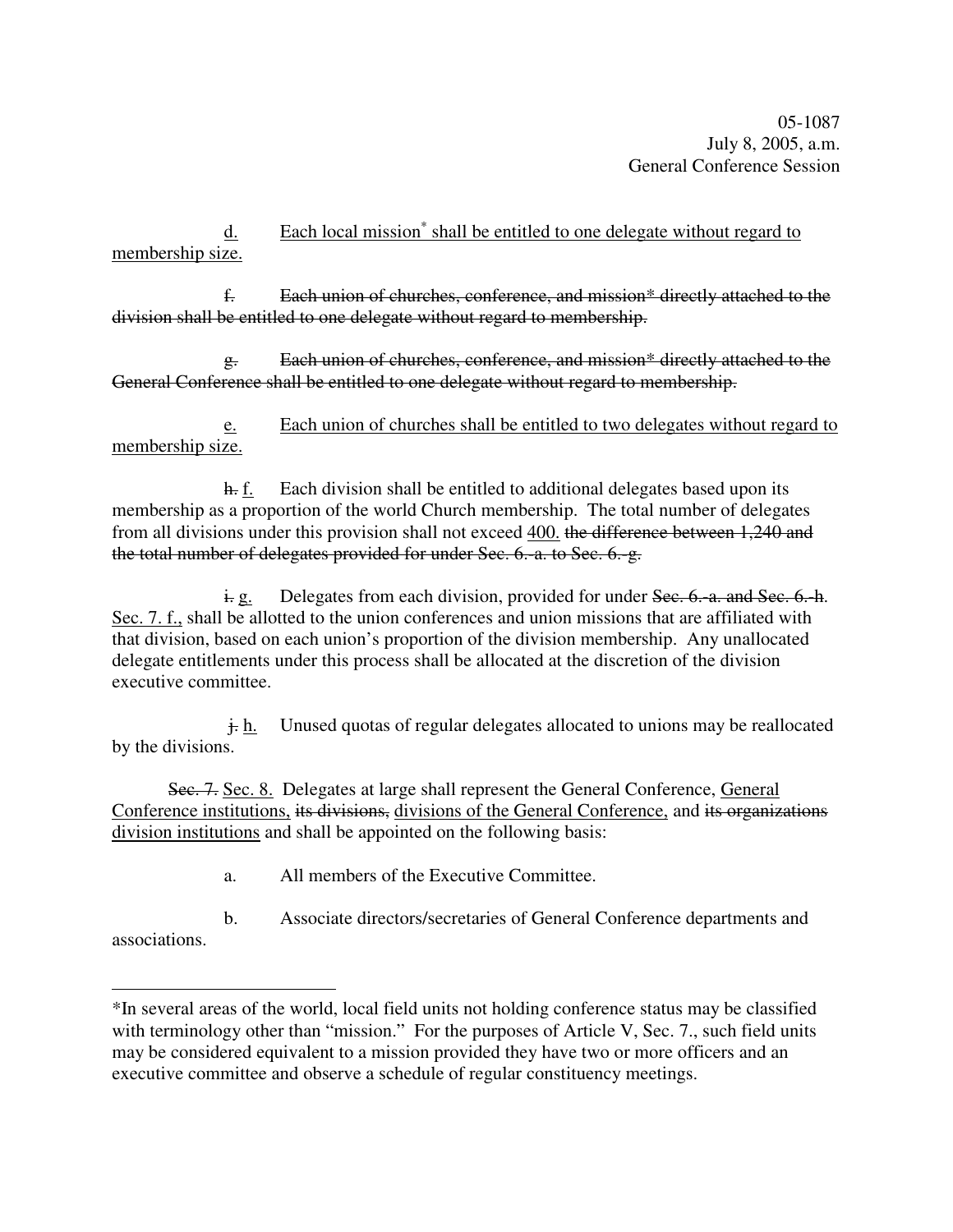05-1087
July 8, 2005, a.m.
General Conference Session

<u>d.</u> <u>Each local mission* shall be entitled to one delegate without regard to membership size.</u>

~~f. Each union of churches, conference, and mission* directly attached to the division shall be entitled to one delegate without regard to membership.~~

~~g. Each union of churches, conference, and mission* directly attached to the General Conference shall be entitled to one delegate without regard to membership.~~

<u>e.</u> <u>Each union of churches shall be entitled to two delegates without regard to membership size.</u>

~~h.~~ <u>f.</u> Each division shall be entitled to additional delegates based upon its membership as a proportion of the world Church membership. The total number of delegates from all divisions under this provision shall not exceed <u>400.</u> ~~the difference between 1,240 and the total number of delegates provided for under Sec. 6. a. to Sec. 6. g.~~

~~i.~~ <u>g.</u> Delegates from each division, provided for under ~~Sec. 6. a. and Sec. 6. h.~~ <u>Sec. 7. f.,</u> shall be allotted to the union conferences and union missions that are affiliated with that division, based on each union's proportion of the division membership. Any unallocated delegate entitlements under this process shall be allocated at the discretion of the division executive committee.

~~j.~~ <u>h.</u> Unused quotas of regular delegates allocated to unions may be reallocated by the divisions.

~~Sec. 7.~~ <u>Sec. 8.</u> Delegates at large shall represent the General Conference, <u>General Conference institutions,</u> ~~its divisions,~~ <u>divisions of the General Conference,</u> and ~~its organizations~~ <u>division institutions</u> and shall be appointed on the following basis:

a. All members of the Executive Committee.

b. Associate directors/secretaries of General Conference departments and associations.

---

*In several areas of the world, local field units not holding conference status may be classified with terminology other than "mission." For the purposes of Article V, Sec. 7., such field units may be considered equivalent to a mission provided they have two or more officers and an executive committee and observe a schedule of regular constituency meetings.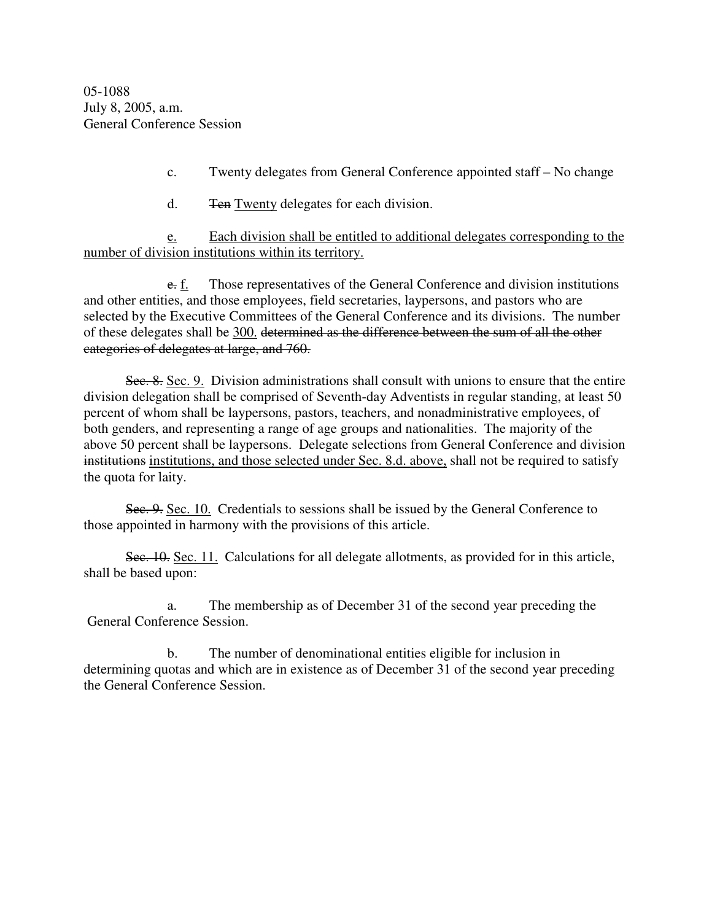05-1088
July 8, 2005, a.m.
General Conference Session

c. Twenty delegates from General Conference appointed staff – No change

d. ~~Ten~~ <u>Twenty</u> delegates for each division.

<u>e.</u> <u>Each division shall be entitled to additional delegates corresponding to the number of division institutions within its territory.</u>

~~e.~~ <u>f.</u> Those representatives of the General Conference and division institutions and other entities, and those employees, field secretaries, laypersons, and pastors who are selected by the Executive Committees of the General Conference and its divisions. The number of these delegates shall be <u>300.</u> ~~determined as the difference between the sum of all the other categories of delegates at large, and 760.~~

~~Sec. 8.~~ <u>Sec. 9.</u> Division administrations shall consult with unions to ensure that the entire division delegation shall be comprised of Seventh-day Adventists in regular standing, at least 50 percent of whom shall be laypersons, pastors, teachers, and nonadministrative employees, of both genders, and representing a range of age groups and nationalities. The majority of the above 50 percent shall be laypersons. Delegate selections from General Conference and division ~~institutions~~ <u>institutions, and those selected under Sec. 8.d. above,</u> shall not be required to satisfy the quota for laity.

~~Sec. 9.~~ <u>Sec. 10.</u> Credentials to sessions shall be issued by the General Conference to those appointed in harmony with the provisions of this article.

~~Sec. 10.~~ <u>Sec. 11.</u> Calculations for all delegate allotments, as provided for in this article, shall be based upon:

a. The membership as of December 31 of the second year preceding the General Conference Session.

b. The number of denominational entities eligible for inclusion in determining quotas and which are in existence as of December 31 of the second year preceding the General Conference Session.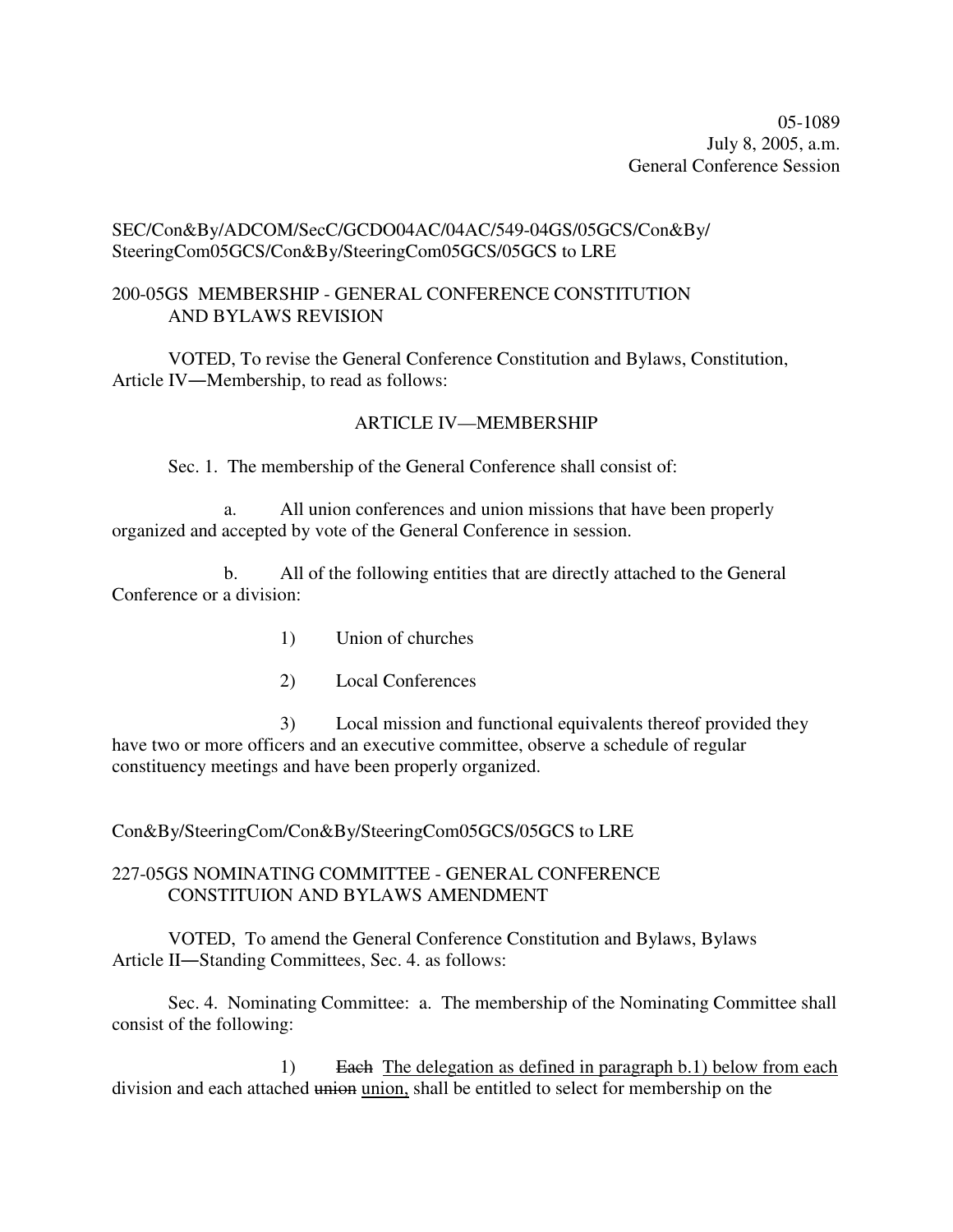05-1089
July 8, 2005, a.m.
General Conference Session

SEC/Con&By/ADCOM/SecC/GCDO04AC/04AC/549-04GS/05GCS/Con&By/
SteeringCom05GCS/Con&By/SteeringCom05GCS/05GCS to LRE

200-05GS MEMBERSHIP - GENERAL CONFERENCE CONSTITUTION AND BYLAWS REVISION

VOTED, To revise the General Conference Constitution and Bylaws, Constitution, Article IV―Membership, to read as follows:

ARTICLE IV—MEMBERSHIP

Sec. 1. The membership of the General Conference shall consist of:

a. All union conferences and union missions that have been properly organized and accepted by vote of the General Conference in session.

b. All of the following entities that are directly attached to the General Conference or a division:

1) Union of churches

2) Local Conferences

3) Local mission and functional equivalents thereof provided they have two or more officers and an executive committee, observe a schedule of regular constituency meetings and have been properly organized.

Con&By/SteeringCom/Con&By/SteeringCom05GCS/05GCS to LRE

227-05GS NOMINATING COMMITTEE - GENERAL CONFERENCE CONSTITUION AND BYLAWS AMENDMENT

VOTED, To amend the General Conference Constitution and Bylaws, Bylaws Article II―Standing Committees, Sec. 4. as follows:

Sec. 4. Nominating Committee: a. The membership of the Nominating Committee shall consist of the following:

1) ~~Each~~ <u>The delegation as defined in paragraph b.1) below from each</u> division and each attached ~~union~~ <u>union,</u> shall be entitled to select for membership on the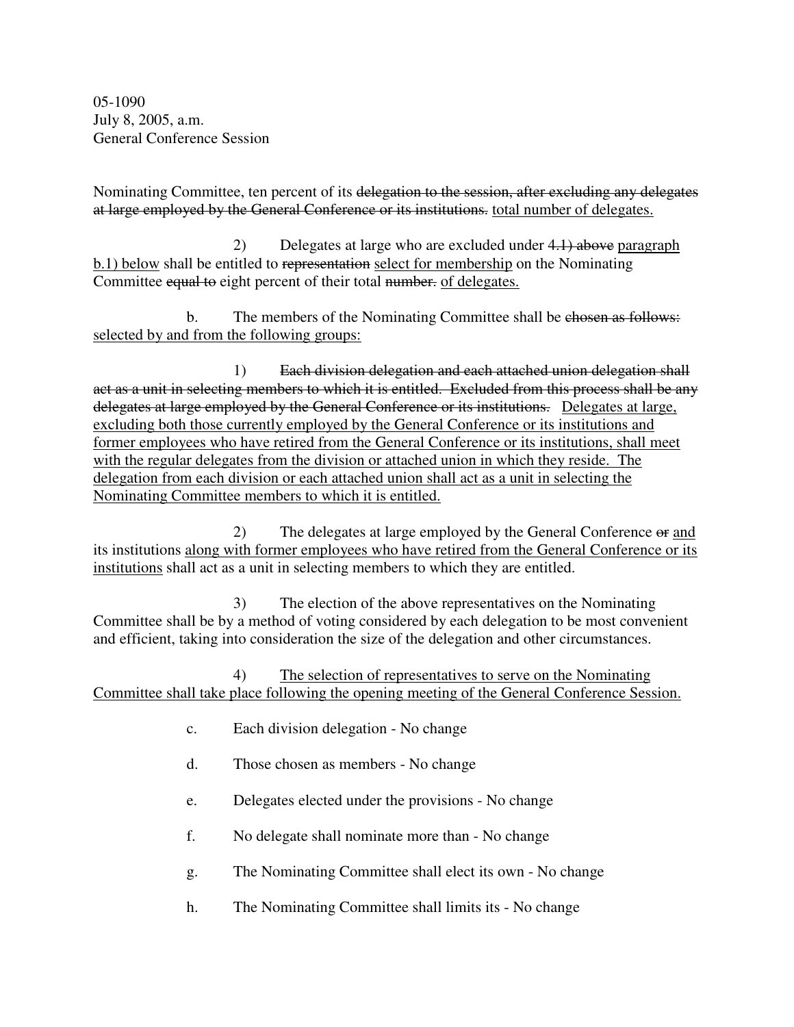05-1090
July 8, 2005, a.m.
General Conference Session

Nominating Committee, ten percent of its ~~delegation to the session, after excluding any delegates at large employed by the General Conference or its institutions.~~ <u>total number of delegates.</u>

2) Delegates at large who are excluded under ~~4.1) above~~ <u>paragraph b.1) below</u> shall be entitled to ~~representation~~ <u>select for membership</u> on the Nominating Committee ~~equal to~~ eight percent of their total ~~number.~~ <u>of delegates.</u>

b. The members of the Nominating Committee shall be ~~chosen as follows:~~ <u>selected by and from the following groups:</u>

1) ~~Each division delegation and each attached union delegation shall act as a unit in selecting members to which it is entitled. Excluded from this process shall be any delegates at large employed by the General Conference or its institutions.~~ <u>Delegates at large, excluding both those currently employed by the General Conference or its institutions and former employees who have retired from the General Conference or its institutions, shall meet with the regular delegates from the division or attached union in which they reside. The delegation from each division or each attached union shall act as a unit in selecting the Nominating Committee members to which it is entitled.</u>

2) The delegates at large employed by the General Conference ~~or~~ <u>and</u> its institutions <u>along with former employees who have retired from the General Conference or its institutions</u> shall act as a unit in selecting members to which they are entitled.

3) The election of the above representatives on the Nominating Committee shall be by a method of voting considered by each delegation to be most convenient and efficient, taking into consideration the size of the delegation and other circumstances.

4) <u>The selection of representatives to serve on the Nominating Committee shall take place following the opening meeting of the General Conference Session.</u>

c. Each division delegation - No change

d. Those chosen as members - No change

e. Delegates elected under the provisions - No change

f. No delegate shall nominate more than - No change

g. The Nominating Committee shall elect its own - No change

h. The Nominating Committee shall limits its - No change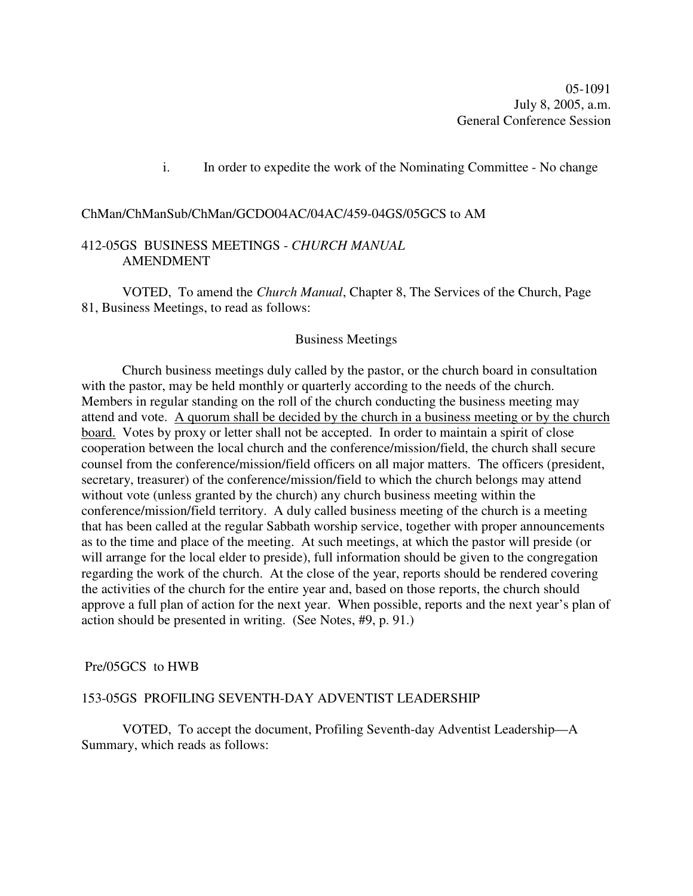05-1091
July 8, 2005, a.m.
General Conference Session

i. In order to expedite the work of the Nominating Committee - No change

ChMan/ChManSub/ChMan/GCDO04AC/04AC/459-04GS/05GCS to AM

412-05GS BUSINESS MEETINGS - *CHURCH MANUAL* AMENDMENT

VOTED, To amend the *Church Manual*, Chapter 8, The Services of the Church, Page 81, Business Meetings, to read as follows:

Business Meetings

Church business meetings duly called by the pastor, or the church board in consultation with the pastor, may be held monthly or quarterly according to the needs of the church. Members in regular standing on the roll of the church conducting the business meeting may attend and vote. <u>A quorum shall be decided by the church in a business meeting or by the church board.</u> Votes by proxy or letter shall not be accepted. In order to maintain a spirit of close cooperation between the local church and the conference/mission/field, the church shall secure counsel from the conference/mission/field officers on all major matters. The officers (president, secretary, treasurer) of the conference/mission/field to which the church belongs may attend without vote (unless granted by the church) any church business meeting within the conference/mission/field territory. A duly called business meeting of the church is a meeting that has been called at the regular Sabbath worship service, together with proper announcements as to the time and place of the meeting. At such meetings, at which the pastor will preside (or will arrange for the local elder to preside), full information should be given to the congregation regarding the work of the church. At the close of the year, reports should be rendered covering the activities of the church for the entire year and, based on those reports, the church should approve a full plan of action for the next year. When possible, reports and the next year's plan of action should be presented in writing. (See Notes, #9, p. 91.)

Pre/05GCS to HWB

153-05GS PROFILING SEVENTH-DAY ADVENTIST LEADERSHIP

VOTED, To accept the document, Profiling Seventh-day Adventist Leadership—A Summary, which reads as follows: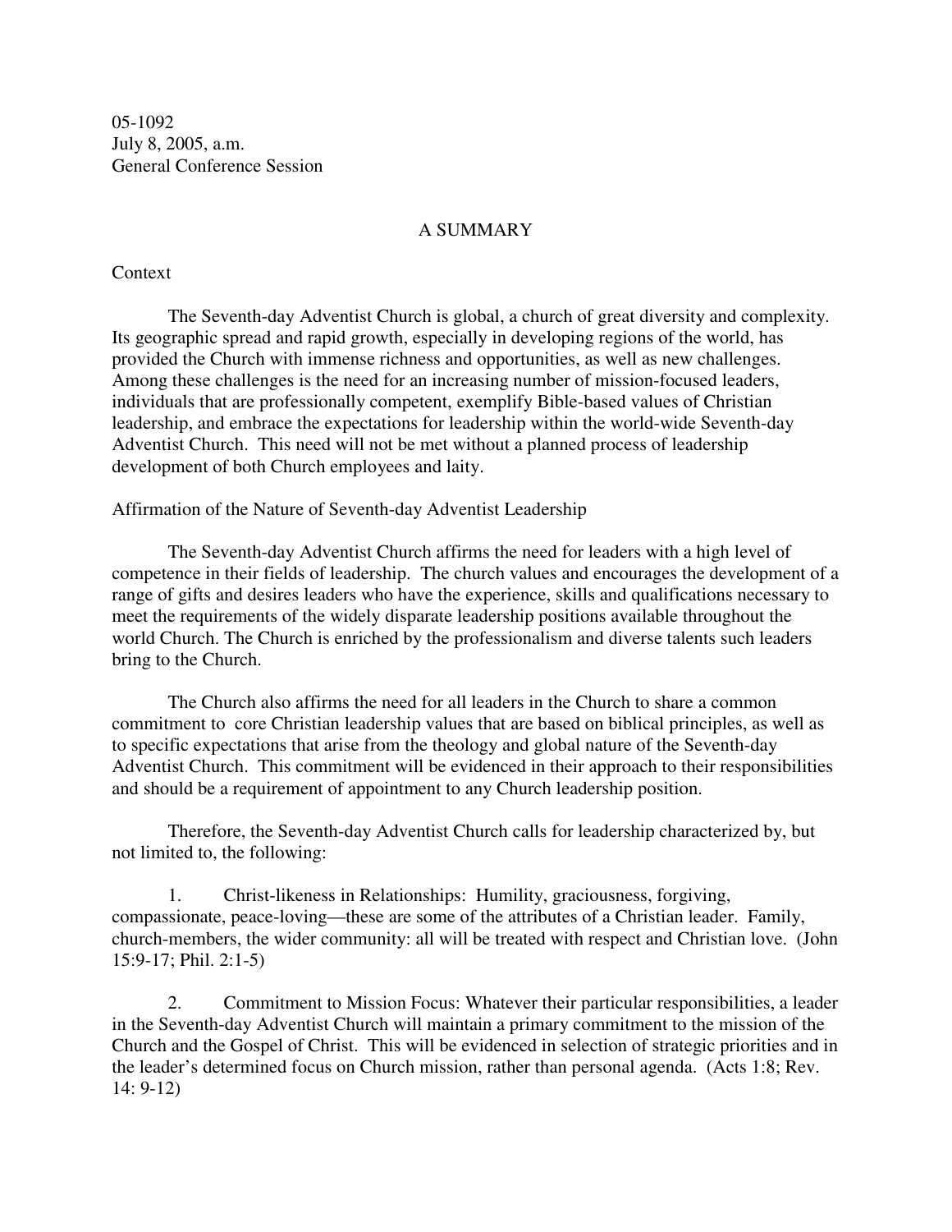05-1092
July 8, 2005, a.m.
General Conference Session

## A SUMMARY

Context

The Seventh-day Adventist Church is global, a church of great diversity and complexity. Its geographic spread and rapid growth, especially in developing regions of the world, has provided the Church with immense richness and opportunities, as well as new challenges. Among these challenges is the need for an increasing number of mission-focused leaders, individuals that are professionally competent, exemplify Bible-based values of Christian leadership, and embrace the expectations for leadership within the world-wide Seventh-day Adventist Church. This need will not be met without a planned process of leadership development of both Church employees and laity.

Affirmation of the Nature of Seventh-day Adventist Leadership

The Seventh-day Adventist Church affirms the need for leaders with a high level of competence in their fields of leadership. The church values and encourages the development of a range of gifts and desires leaders who have the experience, skills and qualifications necessary to meet the requirements of the widely disparate leadership positions available throughout the world Church. The Church is enriched by the professionalism and diverse talents such leaders bring to the Church.

The Church also affirms the need for all leaders in the Church to share a common commitment to core Christian leadership values that are based on biblical principles, as well as to specific expectations that arise from the theology and global nature of the Seventh-day Adventist Church. This commitment will be evidenced in their approach to their responsibilities and should be a requirement of appointment to any Church leadership position.

Therefore, the Seventh-day Adventist Church calls for leadership characterized by, but not limited to, the following:

1. Christ-likeness in Relationships: Humility, graciousness, forgiving, compassionate, peace-loving—these are some of the attributes of a Christian leader. Family, church-members, the wider community: all will be treated with respect and Christian love. (John 15:9-17; Phil. 2:1-5)

2. Commitment to Mission Focus: Whatever their particular responsibilities, a leader in the Seventh-day Adventist Church will maintain a primary commitment to the mission of the Church and the Gospel of Christ. This will be evidenced in selection of strategic priorities and in the leader's determined focus on Church mission, rather than personal agenda. (Acts 1:8; Rev. 14: 9-12)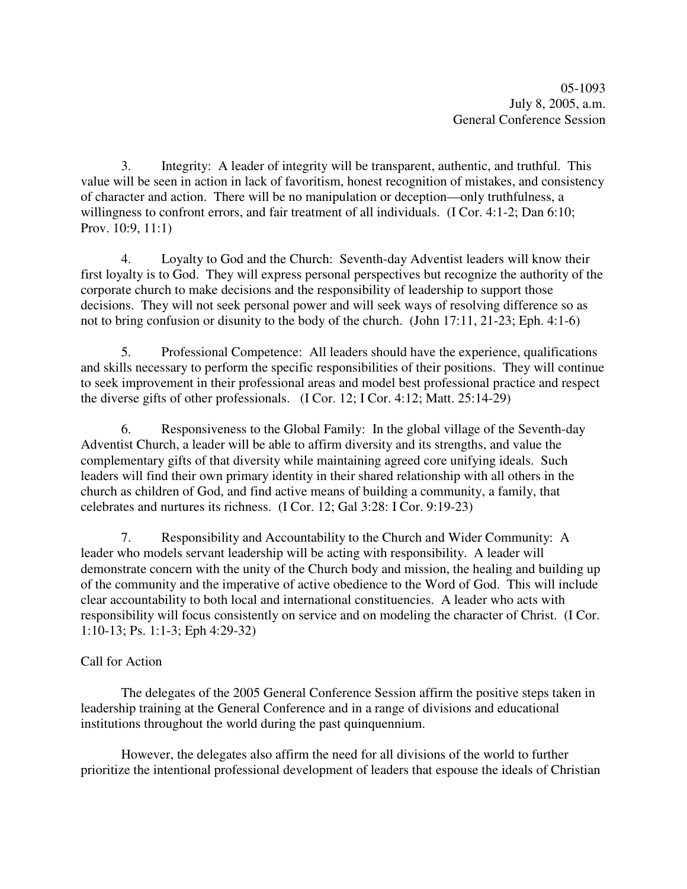05-1093
July 8, 2005, a.m.
General Conference Session

3. Integrity: A leader of integrity will be transparent, authentic, and truthful. This value will be seen in action in lack of favoritism, honest recognition of mistakes, and consistency of character and action. There will be no manipulation or deception—only truthfulness, a willingness to confront errors, and fair treatment of all individuals. (I Cor. 4:1-2; Dan 6:10; Prov. 10:9, 11:1)

4. Loyalty to God and the Church: Seventh-day Adventist leaders will know their first loyalty is to God. They will express personal perspectives but recognize the authority of the corporate church to make decisions and the responsibility of leadership to support those decisions. They will not seek personal power and will seek ways of resolving difference so as not to bring confusion or disunity to the body of the church. (John 17:11, 21-23; Eph. 4:1-6)

5. Professional Competence: All leaders should have the experience, qualifications and skills necessary to perform the specific responsibilities of their positions. They will continue to seek improvement in their professional areas and model best professional practice and respect the diverse gifts of other professionals. (I Cor. 12; I Cor. 4:12; Matt. 25:14-29)

6. Responsiveness to the Global Family: In the global village of the Seventh-day Adventist Church, a leader will be able to affirm diversity and its strengths, and value the complementary gifts of that diversity while maintaining agreed core unifying ideals. Such leaders will find their own primary identity in their shared relationship with all others in the church as children of God, and find active means of building a community, a family, that celebrates and nurtures its richness. (I Cor. 12; Gal 3:28: I Cor. 9:19-23)

7. Responsibility and Accountability to the Church and Wider Community: A leader who models servant leadership will be acting with responsibility. A leader will demonstrate concern with the unity of the Church body and mission, the healing and building up of the community and the imperative of active obedience to the Word of God. This will include clear accountability to both local and international constituencies. A leader who acts with responsibility will focus consistently on service and on modeling the character of Christ. (I Cor. 1:10-13; Ps. 1:1-3; Eph 4:29-32)

Call for Action

The delegates of the 2005 General Conference Session affirm the positive steps taken in leadership training at the General Conference and in a range of divisions and educational institutions throughout the world during the past quinquennium.

However, the delegates also affirm the need for all divisions of the world to further prioritize the intentional professional development of leaders that espouse the ideals of Christian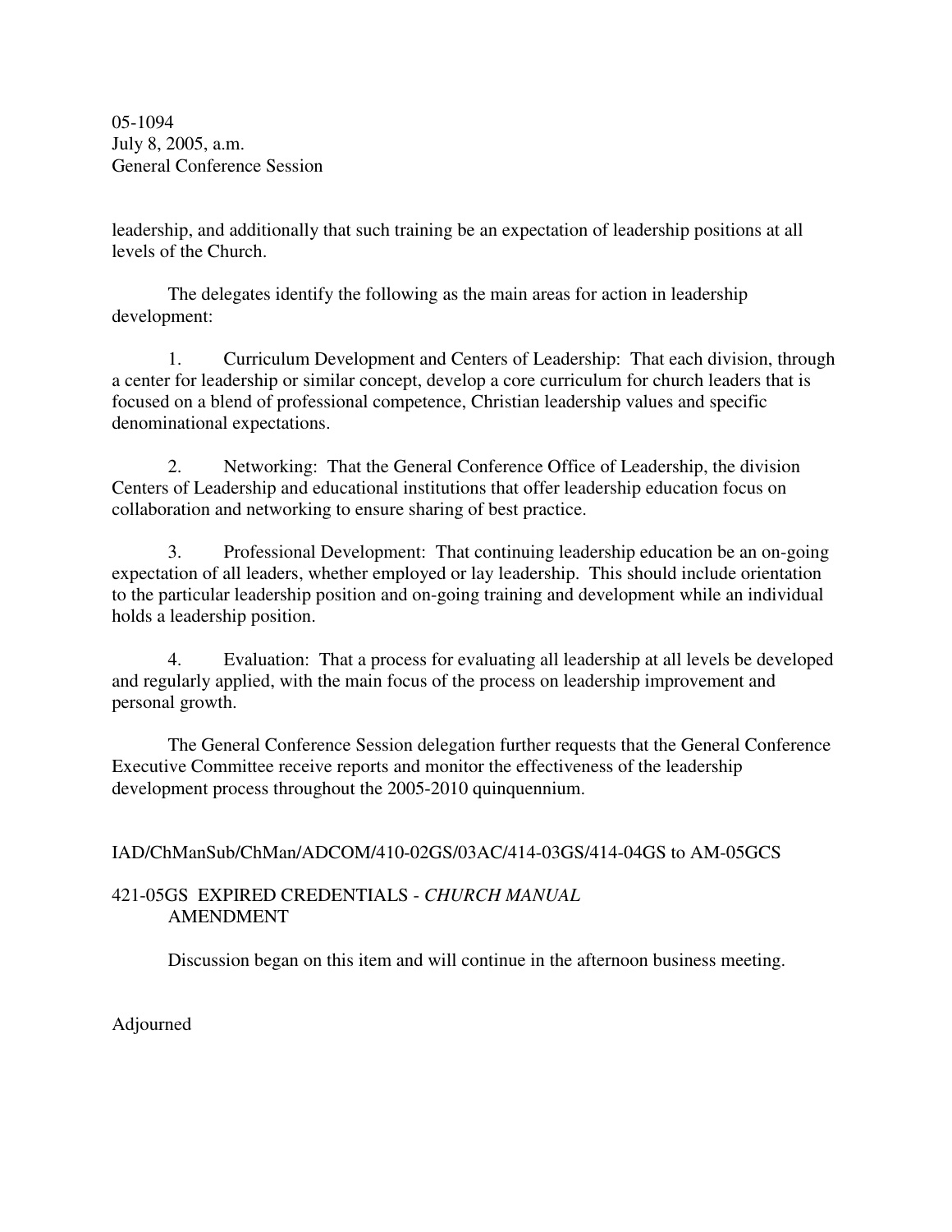05-1094
July 8, 2005, a.m.
General Conference Session

leadership, and additionally that such training be an expectation of leadership positions at all levels of the Church.

The delegates identify the following as the main areas for action in leadership development:

1. Curriculum Development and Centers of Leadership: That each division, through a center for leadership or similar concept, develop a core curriculum for church leaders that is focused on a blend of professional competence, Christian leadership values and specific denominational expectations.

2. Networking: That the General Conference Office of Leadership, the division Centers of Leadership and educational institutions that offer leadership education focus on collaboration and networking to ensure sharing of best practice.

3. Professional Development: That continuing leadership education be an on-going expectation of all leaders, whether employed or lay leadership. This should include orientation to the particular leadership position and on-going training and development while an individual holds a leadership position.

4. Evaluation: That a process for evaluating all leadership at all levels be developed and regularly applied, with the main focus of the process on leadership improvement and personal growth.

The General Conference Session delegation further requests that the General Conference Executive Committee receive reports and monitor the effectiveness of the leadership development process throughout the 2005-2010 quinquennium.

IAD/ChManSub/ChMan/ADCOM/410-02GS/03AC/414-03GS/414-04GS to AM-05GCS

421-05GS EXPIRED CREDENTIALS - *CHURCH MANUAL* AMENDMENT

Discussion began on this item and will continue in the afternoon business meeting.

Adjourned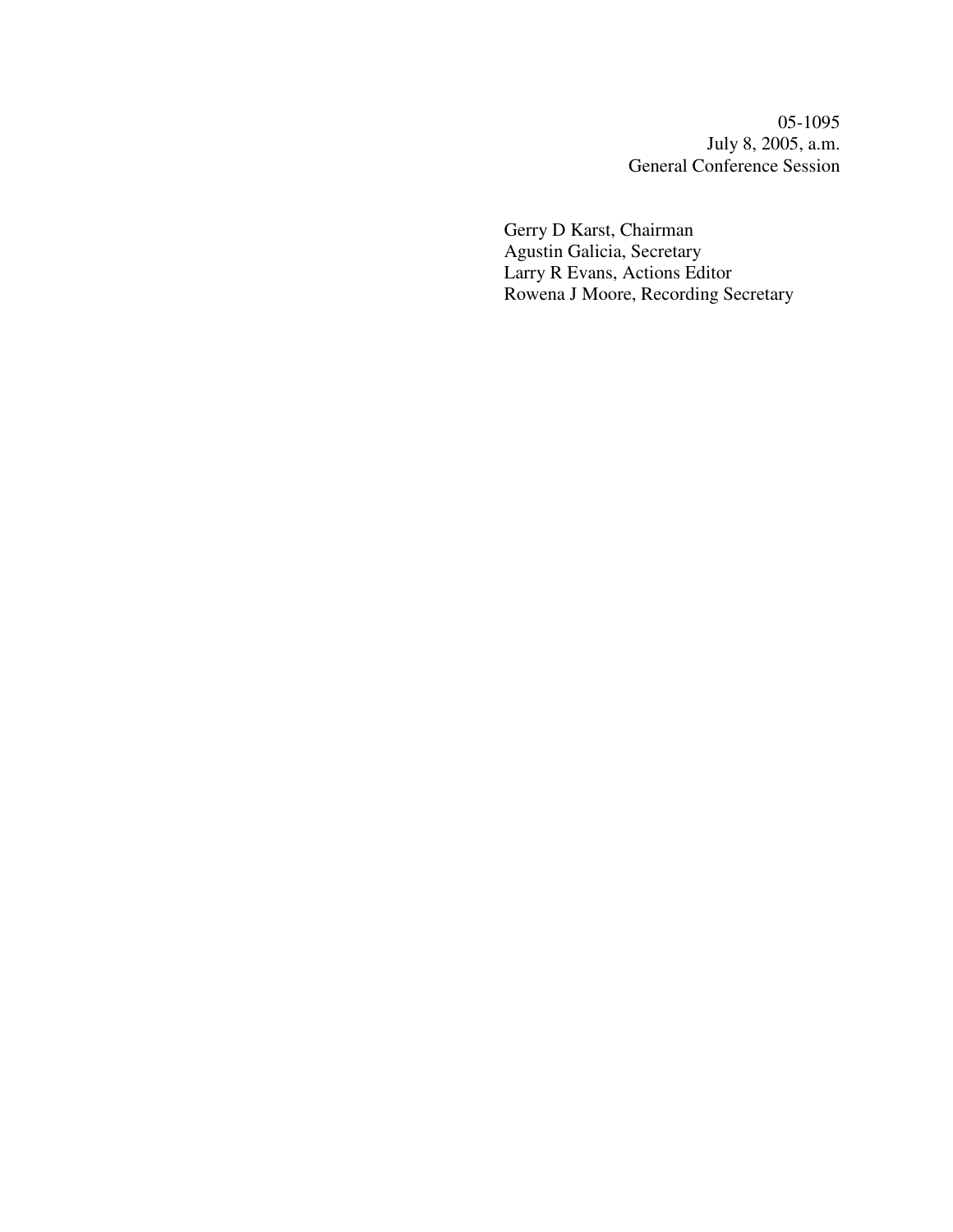05-1095
July 8, 2005, a.m.
General Conference Session

Gerry D Karst, Chairman
Agustin Galicia, Secretary
Larry R Evans, Actions Editor
Rowena J Moore, Recording Secretary